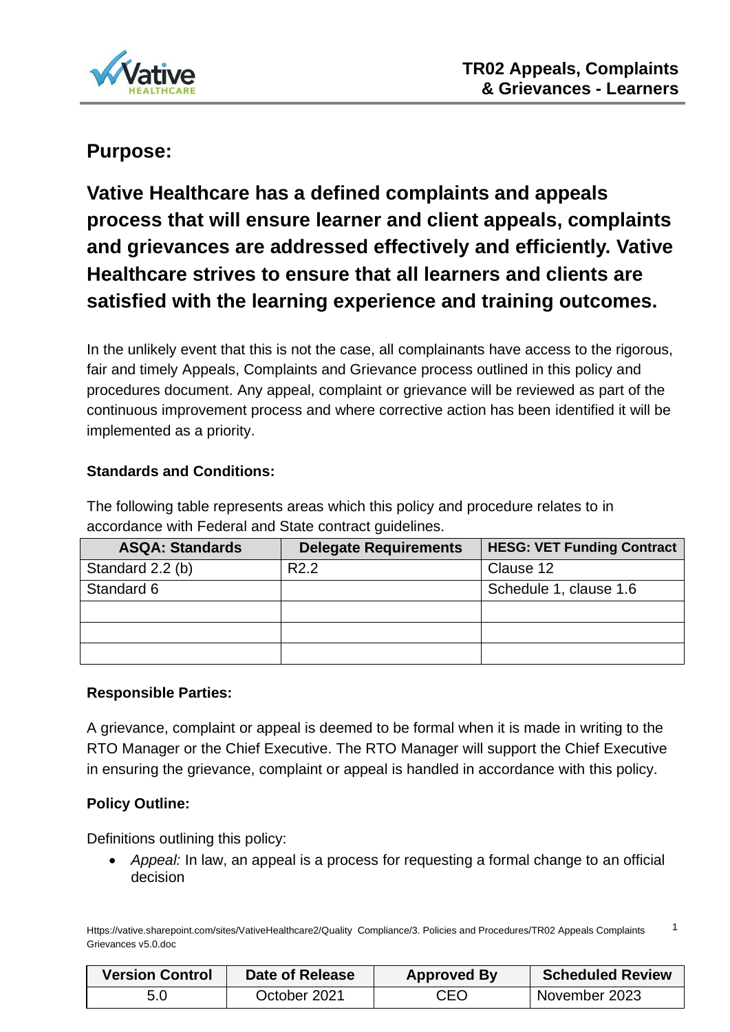# TR02 Appeals, Complaints & Grievances - Learners

## Purpose:

**Vative Healthcare has a defined complaints and appeals process that will ensure learner and client appeals, complaints and grievances are addressed effectively and efficiently. Vative Healthcare strives to ensure that all learners and clients are satisfied with the learning experience and training outcomes.**

In the unlikely event that this is not the case, all complainants have access to the rigorous, fair and timely Appeals, Complaints and Grievance process outlined in this policy and procedures document. Any appeal, complaint or grievance will be reviewed as part of the continuous improvement process and where corrective action has been identified it will be implemented as a priority.

**Standards and Conditions:**

The following table represents areas which this policy and procedure relates to in accordance with Federal and State contract guidelines.

| ASQA: Standards | Delegate Requirements | HESG: VET Funding Contract |
|---|---|---|
| Standard 2.2 (b) | R2.2 | Clause 12 |
| Standard 6 | | Schedule 1, clause 1.6 |
| | | |
| | | |
| | | |

**Responsible Parties:**

A grievance, complaint or appeal is deemed to be formal when it is made in writing to the RTO Manager or the Chief Executive. The RTO Manager will support the Chief Executive in ensuring the grievance, complaint or appeal is handled in accordance with this policy.

**Policy Outline:**

Definitions outlining this policy:

- *Appeal:* In law, an appeal is a process for requesting a formal change to an official decision

| Version Control | Date of Release | Approved By | Scheduled Review |
|---|---|---|---|
| 5.0 | October 2021 | CEO | November 2023 |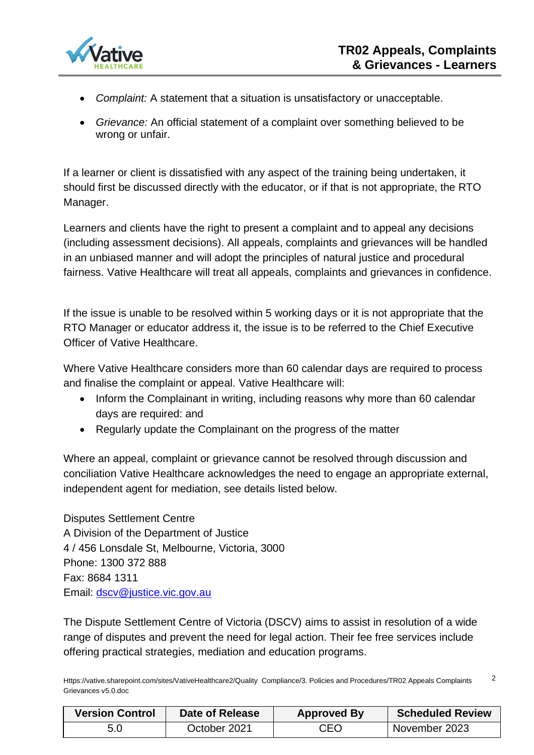- *Complaint:* A statement that a situation is unsatisfactory or unacceptable.
- *Grievance:* An official statement of a complaint over something believed to be wrong or unfair.

If a learner or client is dissatisfied with any aspect of the training being undertaken, it should first be discussed directly with the educator, or if that is not appropriate, the RTO Manager.

Learners and clients have the right to present a complaint and to appeal any decisions (including assessment decisions). All appeals, complaints and grievances will be handled in an unbiased manner and will adopt the principles of natural justice and procedural fairness. Vative Healthcare will treat all appeals, complaints and grievances in confidence.

If the issue is unable to be resolved within 5 working days or it is not appropriate that the RTO Manager or educator address it, the issue is to be referred to the Chief Executive Officer of Vative Healthcare.

Where Vative Healthcare considers more than 60 calendar days are required to process and finalise the complaint or appeal. Vative Healthcare will:

- Inform the Complainant in writing, including reasons why more than 60 calendar days are required: and
- Regularly update the Complainant on the progress of the matter

Where an appeal, complaint or grievance cannot be resolved through discussion and conciliation Vative Healthcare acknowledges the need to engage an appropriate external, independent agent for mediation, see details listed below.

Disputes Settlement Centre
A Division of the Department of Justice
4 / 456 Lonsdale St, Melbourne, Victoria, 3000
Phone: 1300 372 888
Fax: 8684 1311
Email: dscv@justice.vic.gov.au

The Dispute Settlement Centre of Victoria (DSCV) aims to assist in resolution of a wide range of disputes and prevent the need for legal action. Their fee free services include offering practical strategies, mediation and education programs.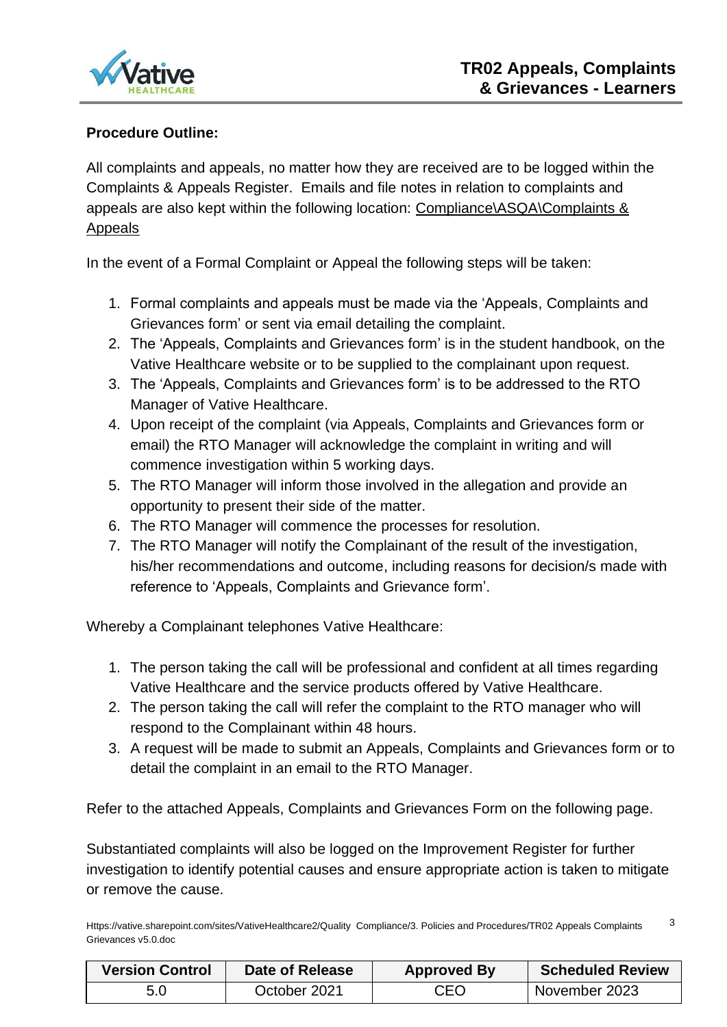**Procedure Outline:**

All complaints and appeals, no matter how they are received are to be logged within the Complaints & Appeals Register. Emails and file notes in relation to complaints and appeals are also kept within the following location: Compliance\ASQA\Complaints & Appeals

In the event of a Formal Complaint or Appeal the following steps will be taken:

1. Formal complaints and appeals must be made via the 'Appeals, Complaints and Grievances form' or sent via email detailing the complaint.
2. The 'Appeals, Complaints and Grievances form' is in the student handbook, on the Vative Healthcare website or to be supplied to the complainant upon request.
3. The 'Appeals, Complaints and Grievances form' is to be addressed to the RTO Manager of Vative Healthcare.
4. Upon receipt of the complaint (via Appeals, Complaints and Grievances form or email) the RTO Manager will acknowledge the complaint in writing and will commence investigation within 5 working days.
5. The RTO Manager will inform those involved in the allegation and provide an opportunity to present their side of the matter.
6. The RTO Manager will commence the processes for resolution.
7. The RTO Manager will notify the Complainant of the result of the investigation, his/her recommendations and outcome, including reasons for decision/s made with reference to 'Appeals, Complaints and Grievance form'.

Whereby a Complainant telephones Vative Healthcare:

1. The person taking the call will be professional and confident at all times regarding Vative Healthcare and the service products offered by Vative Healthcare.
2. The person taking the call will refer the complaint to the RTO manager who will respond to the Complainant within 48 hours.
3. A request will be made to submit an Appeals, Complaints and Grievances form or to detail the complaint in an email to the RTO Manager.

Refer to the attached Appeals, Complaints and Grievances Form on the following page.

Substantiated complaints will also be logged on the Improvement Register for further investigation to identify potential causes and ensure appropriate action is taken to mitigate or remove the cause.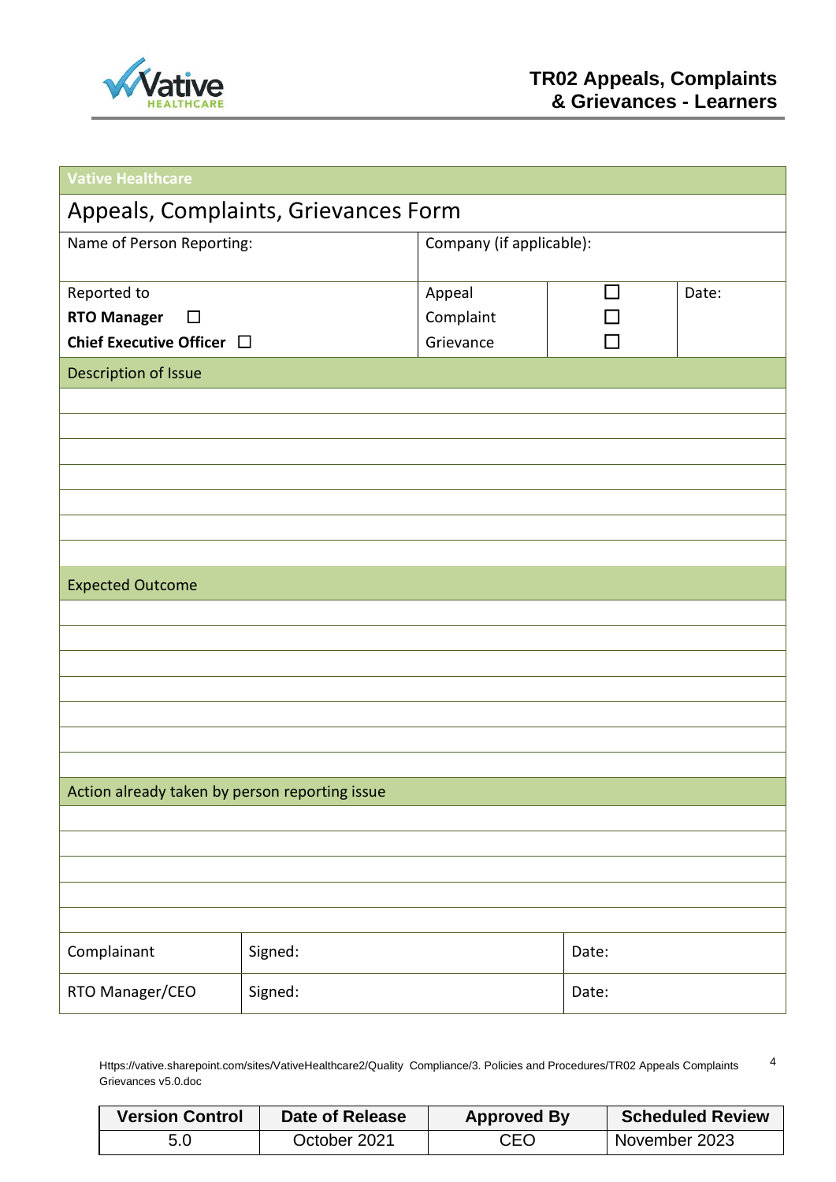| Vative Healthcare | | | |
|---|---|---|---|
| Appeals, Complaints, Grievances Form | | | |
| Name of Person Reporting: | Company (if applicable): | | |
| Reported to<br>**RTO Manager** ☐<br>**Chief Executive Officer** ☐ | Appeal<br>Complaint<br>Grievance | ☐<br>☐<br>☐ | Date: |
| Description of Issue | | | |
| | | | |
| | | | |
| | | | |
| | | | |
| | | | |
| | | | |
| | | | |
| Expected Outcome | | | |
| | | | |
| | | | |
| | | | |
| | | | |
| | | | |
| | | | |
| | | | |
| Action already taken by person reporting issue | | | |
| | | | |
| | | | |
| | | | |
| | | | |
| | | | |

| Complainant | Signed: | Date: |
|---|---|---|
| RTO Manager/CEO | Signed: | Date: |

Https://vative.sharepoint.com/sites/VativeHealthcare2/Quality Compliance/3. Policies and Procedures/TR02 Appeals Complaints Grievances v5.0.doc

| Version Control | Date of Release | Approved By | Scheduled Review |
|---|---|---|---|
| 5.0 | October 2021 | CEO | November 2023 |